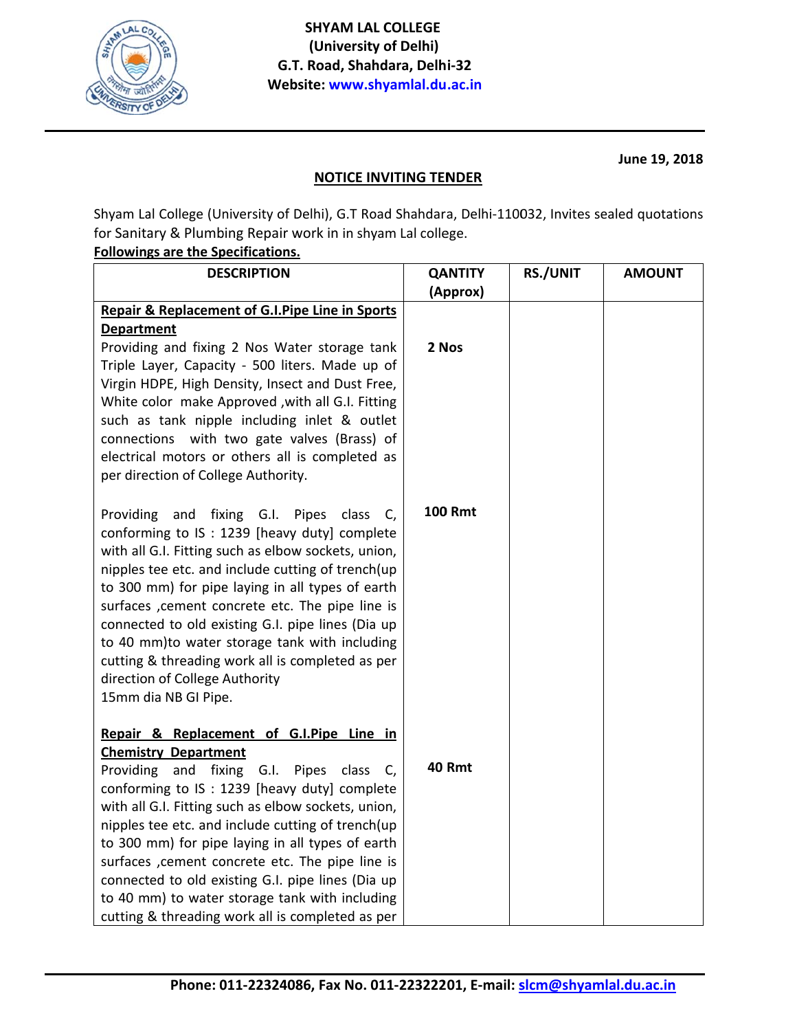# SHYAM LAL COLLEGE
**(University of Delhi)**
**G.T. Road, Shahdara, Delhi-32**
**Website: www.shyamlal.du.ac.in**

**June 19, 2018**

## NOTICE INVITING TENDER

Shyam Lal College (University of Delhi), G.T Road Shahdara, Delhi-110032, Invites sealed quotations for Sanitary & Plumbing Repair work in in shyam Lal college.

**Followings are the Specifications.**

| DESCRIPTION | QANTITY (Approx) | RS./UNIT | AMOUNT |
|---|---|---|---|
| **Repair & Replacement of G.I.Pipe Line in Sports Department**<br>Providing and fixing 2 Nos Water storage tank Triple Layer, Capacity - 500 liters. Made up of Virgin HDPE, High Density, Insect and Dust Free, White color make Approved ,with all G.I. Fitting such as tank nipple including inlet & outlet connections with two gate valves (Brass) of electrical motors or others all is completed as per direction of College Authority. | **2 Nos** | | |
| Providing and fixing G.I. Pipes class C, conforming to IS : 1239 [heavy duty] complete with all G.I. Fitting such as elbow sockets, union, nipples tee etc. and include cutting of trench(up to 300 mm) for pipe laying in all types of earth surfaces ,cement concrete etc. The pipe line is connected to old existing G.I. pipe lines (Dia up to 40 mm)to water storage tank with including cutting & threading work all is completed as per direction of College Authority<br>15mm dia NB GI Pipe. | **100 Rmt** | | |
| **Repair & Replacement of G.I.Pipe Line in Chemistry Department**<br>Providing and fixing G.I. Pipes class C, conforming to IS : 1239 [heavy duty] complete with all G.I. Fitting such as elbow sockets, union, nipples tee etc. and include cutting of trench(up to 300 mm) for pipe laying in all types of earth surfaces ,cement concrete etc. The pipe line is connected to old existing G.I. pipe lines (Dia up to 40 mm) to water storage tank with including cutting & threading work all is completed as per | **40 Rmt** | | |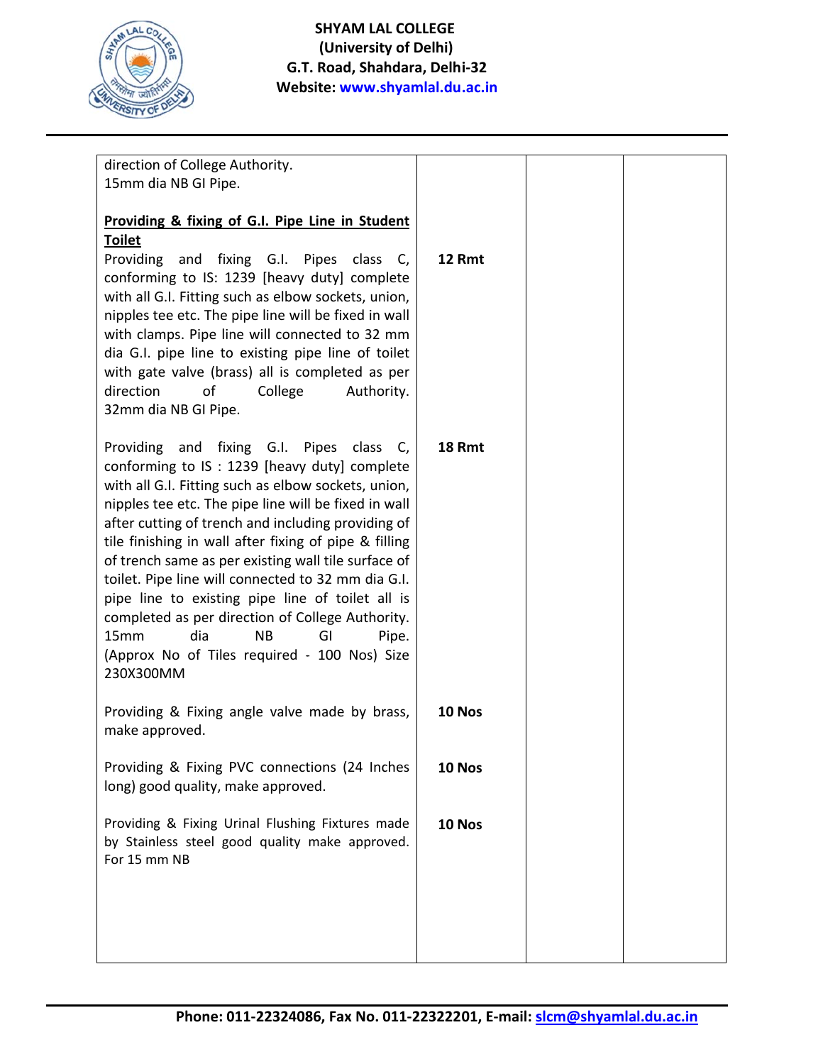**SHYAM LAL COLLEGE**
**(University of Delhi)**
**G.T. Road, Shahdara, Delhi-32**
**Website: www.shyamlal.du.ac.in**

| | | | |
|---|---|---|---|
| direction of College Authority.<br>15mm dia NB GI Pipe. | | | |
| **<u>Providing & fixing of G.I. Pipe Line in Student Toilet</u>**<br>Providing and fixing G.I. Pipes class C, conforming to IS: 1239 [heavy duty] complete with all G.I. Fitting such as elbow sockets, union, nipples tee etc. The pipe line will be fixed in wall with clamps. Pipe line will connected to 32 mm dia G.I. pipe line to existing pipe line of toilet with gate valve (brass) all is completed as per direction of College Authority.<br>32mm dia NB GI Pipe. | **12 Rmt** | | |
| Providing and fixing G.I. Pipes class C, conforming to IS : 1239 [heavy duty] complete with all G.I. Fitting such as elbow sockets, union, nipples tee etc. The pipe line will be fixed in wall after cutting of trench and including providing of tile finishing in wall after fixing of pipe & filling of trench same as per existing wall tile surface of toilet. Pipe line will connected to 32 mm dia G.I. pipe line to existing pipe line of toilet all is completed as per direction of College Authority.<br>15mm dia NB GI Pipe.<br>(Approx No of Tiles required - 100 Nos) Size 230X300MM | **18 Rmt** | | |
| Providing & Fixing angle valve made by brass, make approved. | **10 Nos** | | |
| Providing & Fixing PVC connections (24 Inches long) good quality, make approved. | **10 Nos** | | |
| Providing & Fixing Urinal Flushing Fixtures made by Stainless steel good quality make approved. For 15 mm NB | **10 Nos** | | |

**Phone: 011-22324086, Fax No. 011-22322201, E-mail: slcm@shyamlal.du.ac.in**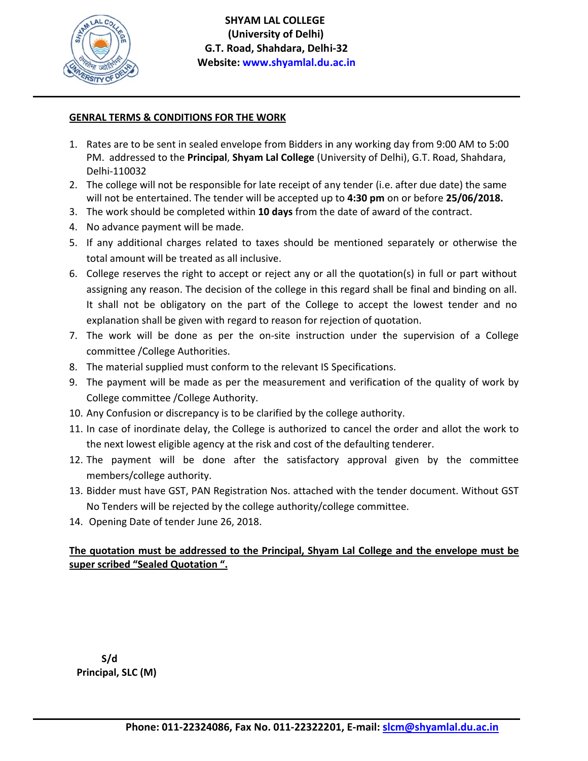**SHYAM LAL COLLEGE**
**(University of Delhi)**
**G.T. Road, Shahdara, Delhi-32**
**Website: www.shyamlal.du.ac.in**

## GENRAL TERMS & CONDITIONS FOR THE WORK

1. Rates are to be sent in sealed envelope from Bidders in any working day from 9:00 AM to 5:00 PM. addressed to the **Principal**, **Shyam Lal College** (University of Delhi), G.T. Road, Shahdara, Delhi-110032
2. The college will not be responsible for late receipt of any tender (i.e. after due date) the same will not be entertained. The tender will be accepted up to **4:30 pm** on or before **25/06/2018.**
3. The work should be completed within **10 days** from the date of award of the contract.
4. No advance payment will be made.
5. If any additional charges related to taxes should be mentioned separately or otherwise the total amount will be treated as all inclusive.
6. College reserves the right to accept or reject any or all the quotation(s) in full or part without assigning any reason. The decision of the college in this regard shall be final and binding on all. It shall not be obligatory on the part of the College to accept the lowest tender and no explanation shall be given with regard to reason for rejection of quotation.
7. The work will be done as per the on-site instruction under the supervision of a College committee /College Authorities.
8. The material supplied must conform to the relevant IS Specifications.
9. The payment will be made as per the measurement and verification of the quality of work by College committee /College Authority.
10. Any Confusion or discrepancy is to be clarified by the college authority.
11. In case of inordinate delay, the College is authorized to cancel the order and allot the work to the next lowest eligible agency at the risk and cost of the defaulting tenderer.
12. The payment will be done after the satisfactory approval given by the committee members/college authority.
13. Bidder must have GST, PAN Registration Nos. attached with the tender document. Without GST No Tenders will be rejected by the college authority/college committee.
14. Opening Date of tender June 26, 2018.

**The quotation must be addressed to the Principal, Shyam Lal College and the envelope must be super scribed "Sealed Quotation ".**

**S/d**
**Principal, SLC (M)**

**Phone: 011-22324086, Fax No. 011-22322201, E-mail: slcm@shyamlal.du.ac.in**